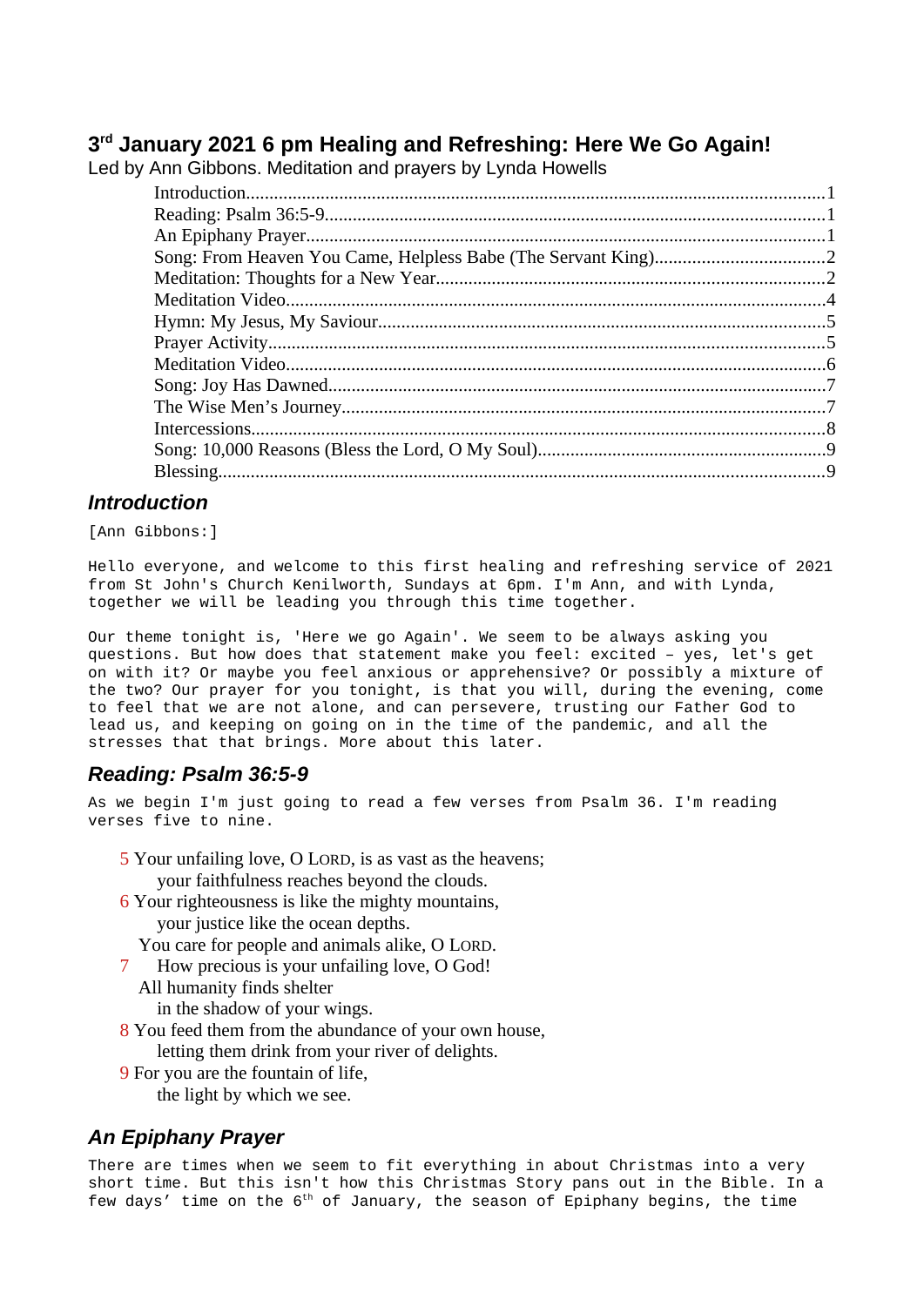# 3rd January 2021 6 pm Healing and Refreshing: Here We Go Again!

Led by Ann Gibbons. Meditation and prayers by Lynda Howells

- Introduction....1
- Reading: Psalm 36:5-9....1
- An Epiphany Prayer....1
- Song: From Heaven You Came, Helpless Babe (The Servant King)....2
- Meditation: Thoughts for a New Year....2
- Meditation Video....4
- Hymn: My Jesus, My Saviour....5
- Prayer Activity....5
- Meditation Video....6
- Song: Joy Has Dawned....7
- The Wise Men's Journey....7
- Intercessions....8
- Song: 10,000 Reasons (Bless the Lord, O My Soul)....9
- Blessing....9

## Introduction

[Ann Gibbons:]

Hello everyone, and welcome to this first healing and refreshing service of 2021 from St John's Church Kenilworth, Sundays at 6pm. I'm Ann, and with Lynda, together we will be leading you through this time together.

Our theme tonight is, 'Here we go Again'. We seem to be always asking you questions. But how does that statement make you feel: excited – yes, let's get on with it? Or maybe you feel anxious or apprehensive? Or possibly a mixture of the two? Our prayer for you tonight, is that you will, during the evening, come to feel that we are not alone, and can persevere, trusting our Father God to lead us, and keeping on going on in the time of the pandemic, and all the stresses that that brings. More about this later.

## Reading: Psalm 36:5-9

As we begin I'm just going to read a few verses from Psalm 36. I'm reading verses five to nine.

5 Your unfailing love, O LORD, is as vast as the heavens;
  your faithfulness reaches beyond the clouds.
6 Your righteousness is like the mighty mountains,
  your justice like the ocean depths.
 You care for people and animals alike, O LORD.
7 How precious is your unfailing love, O God!
 All humanity finds shelter
  in the shadow of your wings.
8 You feed them from the abundance of your own house,
  letting them drink from your river of delights.
9 For you are the fountain of life,
  the light by which we see.

## An Epiphany Prayer

There are times when we seem to fit everything in about Christmas into a very short time. But this isn't how this Christmas Story pans out in the Bible. In a few days' time on the 6th of January, the season of Epiphany begins, the time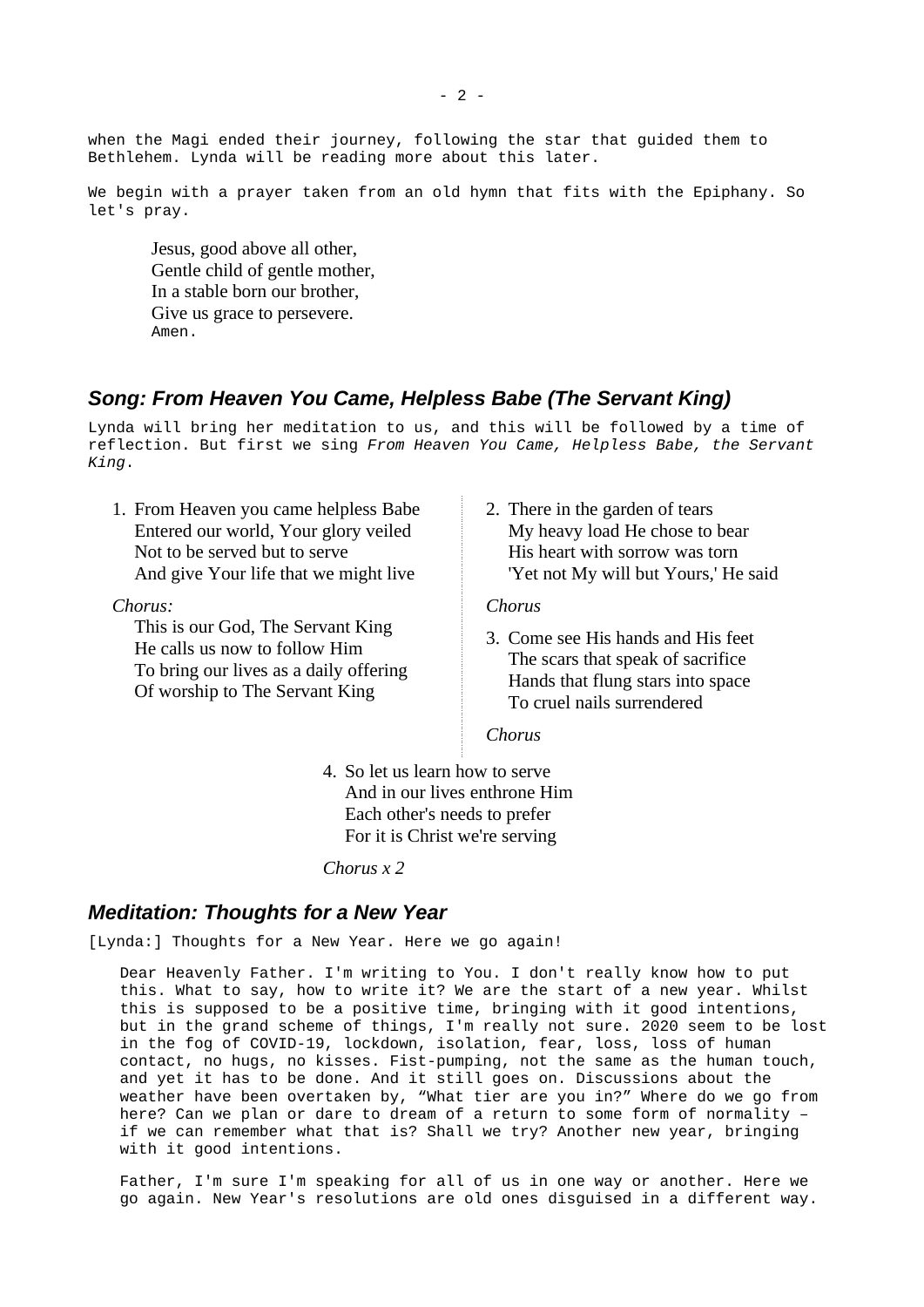when the Magi ended their journey, following the star that guided them to Bethlehem. Lynda will be reading more about this later.

We begin with a prayer taken from an old hymn that fits with the Epiphany. So let's pray.

> Jesus, good above all other,
> Gentle child of gentle mother,
> In a stable born our brother,
> Give us grace to persevere.
> Amen.

## *Song: From Heaven You Came, Helpless Babe (The Servant King)*

Lynda will bring her meditation to us, and this will be followed by a time of reflection. But first we sing *From Heaven You Came, Helpless Babe, the Servant King*.

1. From Heaven you came helpless Babe
   Entered our world, Your glory veiled
   Not to be served but to serve
   And give Your life that we might live

*Chorus:*
This is our God, The Servant King
He calls us now to follow Him
To bring our lives as a daily offering
Of worship to The Servant King

2. There in the garden of tears
   My heavy load He chose to bear
   His heart with sorrow was torn
   'Yet not My will but Yours,' He said

*Chorus*

3. Come see His hands and His feet
   The scars that speak of sacrifice
   Hands that flung stars into space
   To cruel nails surrendered

*Chorus*

4. So let us learn how to serve
   And in our lives enthrone Him
   Each other's needs to prefer
   For it is Christ we're serving

*Chorus x 2*

## *Meditation: Thoughts for a New Year*

[Lynda:] Thoughts for a New Year. Here we go again!

> Dear Heavenly Father. I'm writing to You. I don't really know how to put this. What to say, how to write it? We are the start of a new year. Whilst this is supposed to be a positive time, bringing with it good intentions, but in the grand scheme of things, I'm really not sure. 2020 seem to be lost in the fog of COVID-19, lockdown, isolation, fear, loss, loss of human contact, no hugs, no kisses. Fist-pumping, not the same as the human touch, and yet it has to be done. And it still goes on. Discussions about the weather have been overtaken by, "What tier are you in?" Where do we go from here? Can we plan or dare to dream of a return to some form of normality – if we can remember what that is? Shall we try? Another new year, bringing with it good intentions.
>
> Father, I'm sure I'm speaking for all of us in one way or another. Here we go again. New Year's resolutions are old ones disguised in a different way.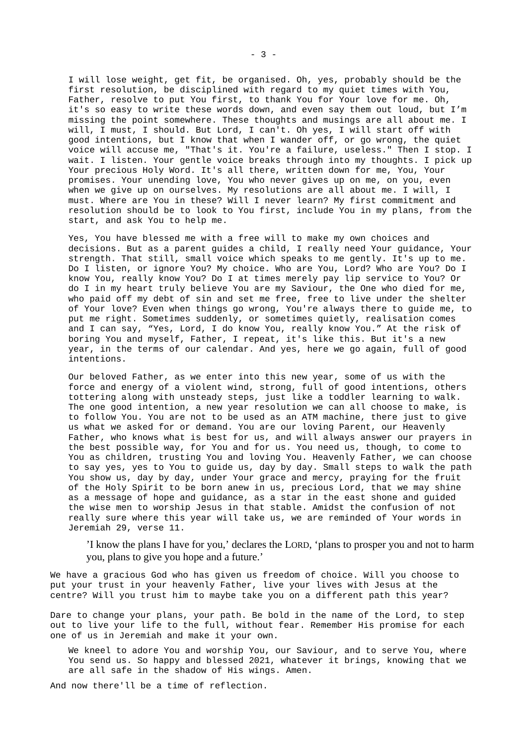I will lose weight, get fit, be organised. Oh, yes, probably should be the first resolution, be disciplined with regard to my quiet times with You, Father, resolve to put You first, to thank You for Your love for me. Oh, it's so easy to write these words down, and even say them out loud, but I'm missing the point somewhere. These thoughts and musings are all about me. I will, I must, I should. But Lord, I can't. Oh yes, I will start off with good intentions, but I know that when I wander off, or go wrong, the quiet voice will accuse me, "That's it. You're a failure, useless." Then I stop. I wait. I listen. Your gentle voice breaks through into my thoughts. I pick up Your precious Holy Word. It's all there, written down for me, You, Your promises. Your unending love, You who never gives up on me, on you, even when we give up on ourselves. My resolutions are all about me. I will, I must. Where are You in these? Will I never learn? My first commitment and resolution should be to look to You first, include You in my plans, from the start, and ask You to help me.

Yes, You have blessed me with a free will to make my own choices and decisions. But as a parent guides a child, I really need Your guidance, Your strength. That still, small voice which speaks to me gently. It's up to me. Do I listen, or ignore You? My choice. Who are You, Lord? Who are You? Do I know You, really know You? Do I at times merely pay lip service to You? Or do I in my heart truly believe You are my Saviour, the One who died for me, who paid off my debt of sin and set me free, free to live under the shelter of Your love? Even when things go wrong, You're always there to guide me, to put me right. Sometimes suddenly, or sometimes quietly, realisation comes and I can say, "Yes, Lord, I do know You, really know You." At the risk of boring You and myself, Father, I repeat, it's like this. But it's a new year, in the terms of our calendar. And yes, here we go again, full of good intentions.

Our beloved Father, as we enter into this new year, some of us with the force and energy of a violent wind, strong, full of good intentions, others tottering along with unsteady steps, just like a toddler learning to walk. The one good intention, a new year resolution we can all choose to make, is to follow You. You are not to be used as an ATM machine, there just to give us what we asked for or demand. You are our loving Parent, our Heavenly Father, who knows what is best for us, and will always answer our prayers in the best possible way, for You and for us. You need us, though, to come to You as children, trusting You and loving You. Heavenly Father, we can choose to say yes, yes to You to guide us, day by day. Small steps to walk the path You show us, day by day, under Your grace and mercy, praying for the fruit of the Holy Spirit to be born anew in us, precious Lord, that we may shine as a message of hope and guidance, as a star in the east shone and guided the wise men to worship Jesus in that stable. Amidst the confusion of not really sure where this year will take us, we are reminded of Your words in Jeremiah 29, verse 11.

> 'I know the plans I have for you,' declares the LORD, 'plans to prosper you and not to harm you, plans to give you hope and a future.'

We have a gracious God who has given us freedom of choice. Will you choose to put your trust in your heavenly Father, live your lives with Jesus at the centre? Will you trust him to maybe take you on a different path this year?

Dare to change your plans, your path. Be bold in the name of the Lord, to step out to live your life to the full, without fear. Remember His promise for each one of us in Jeremiah and make it your own.

We kneel to adore You and worship You, our Saviour, and to serve You, where You send us. So happy and blessed 2021, whatever it brings, knowing that we are all safe in the shadow of His wings. Amen.

And now there'll be a time of reflection.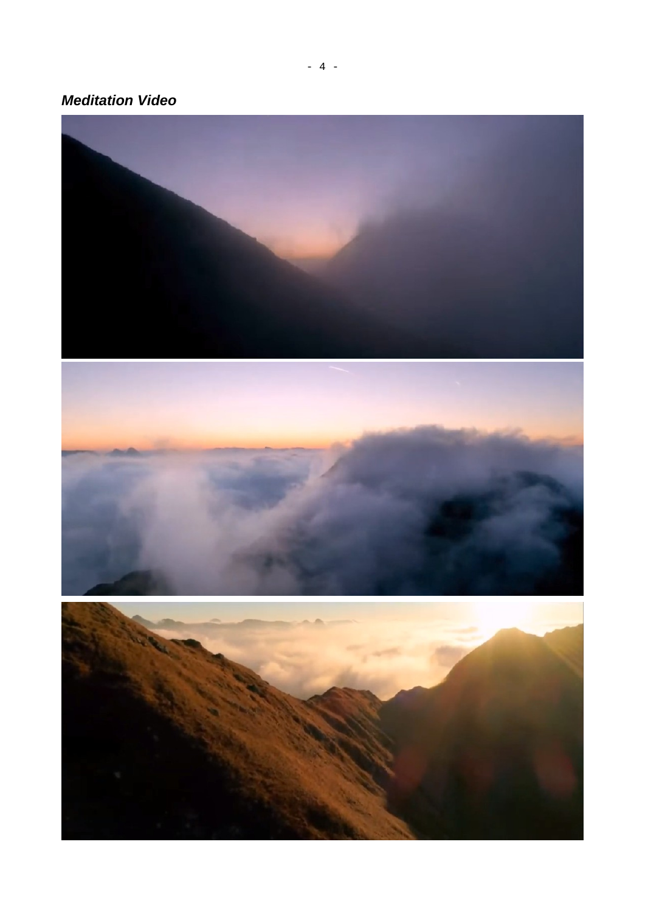***Meditation Video***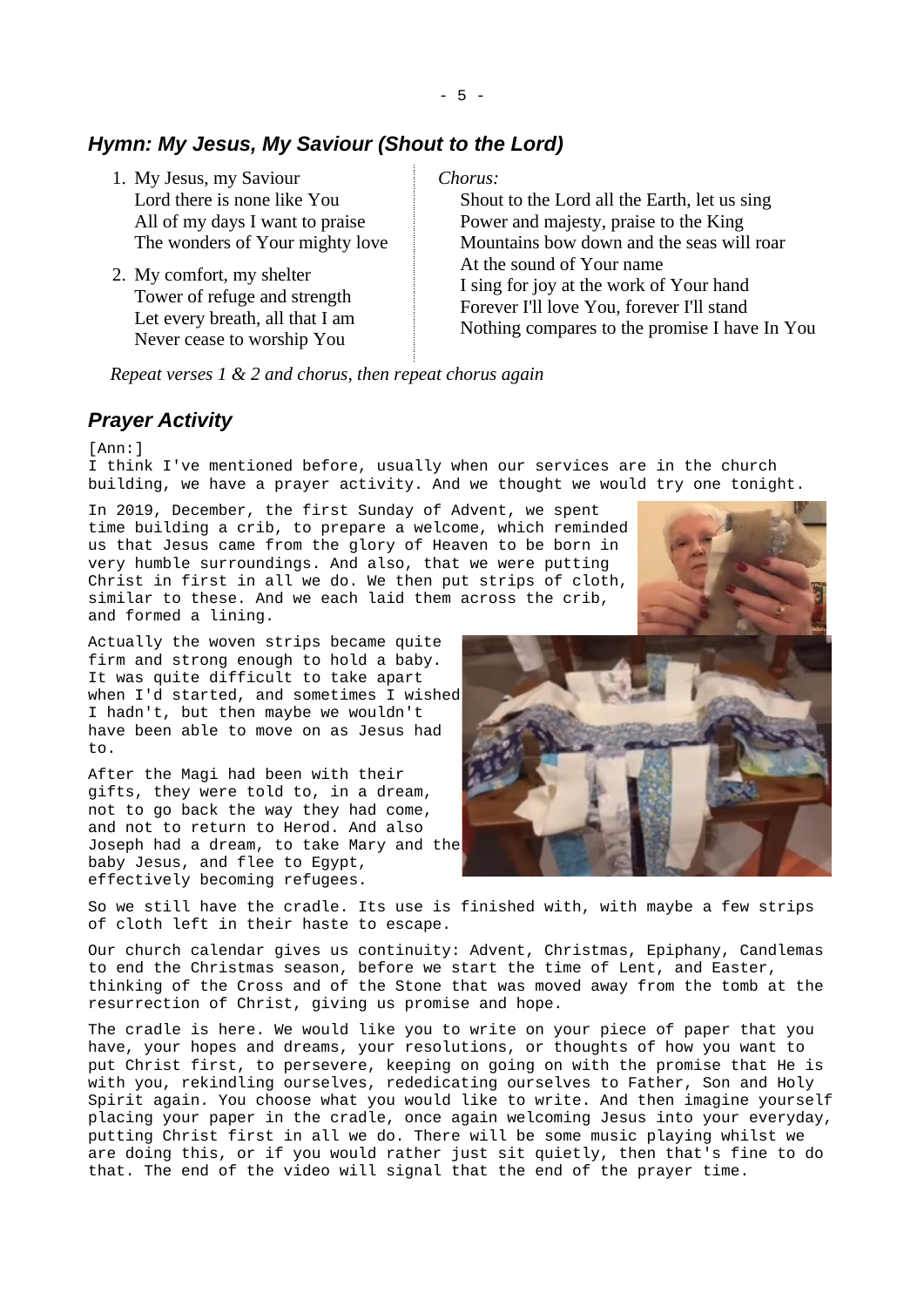## *Hymn: My Jesus, My Saviour (Shout to the Lord)*

1. My Jesus, my Saviour
   Lord there is none like You
   All of my days I want to praise
   The wonders of Your mighty love

2. My comfort, my shelter
   Tower of refuge and strength
   Let every breath, all that I am
   Never cease to worship You

*Chorus:*

Shout to the Lord all the Earth, let us sing
Power and majesty, praise to the King
Mountains bow down and the seas will roar
At the sound of Your name
I sing for joy at the work of Your hand
Forever I'll love You, forever I'll stand
Nothing compares to the promise I have In You

*Repeat verses 1 & 2 and chorus, then repeat chorus again*

## *Prayer Activity*

[Ann:]
I think I've mentioned before, usually when our services are in the church building, we have a prayer activity. And we thought we would try one tonight.

In 2019, December, the first Sunday of Advent, we spent time building a crib, to prepare a welcome, which reminded us that Jesus came from the glory of Heaven to be born in very humble surroundings. And also, that we were putting Christ in first in all we do. We then put strips of cloth, similar to these. And we each laid them across the crib, and formed a lining.

Actually the woven strips became quite firm and strong enough to hold a baby. It was quite difficult to take apart when I'd started, and sometimes I wished I hadn't, but then maybe we wouldn't have been able to move on as Jesus had to.

After the Magi had been with their gifts, they were told to, in a dream, not to go back the way they had come, and not to return to Herod. And also Joseph had a dream, to take Mary and the baby Jesus, and flee to Egypt, effectively becoming refugees.

So we still have the cradle. Its use is finished with, with maybe a few strips of cloth left in their haste to escape.

Our church calendar gives us continuity: Advent, Christmas, Epiphany, Candlemas to end the Christmas season, before we start the time of Lent, and Easter, thinking of the Cross and of the Stone that was moved away from the tomb at the resurrection of Christ, giving us promise and hope.

The cradle is here. We would like you to write on your piece of paper that you have, your hopes and dreams, your resolutions, or thoughts of how you want to put Christ first, to persevere, keeping on going on with the promise that He is with you, rekindling ourselves, rededicating ourselves to Father, Son and Holy Spirit again. You choose what you would like to write. And then imagine yourself placing your paper in the cradle, once again welcoming Jesus into your everyday, putting Christ first in all we do. There will be some music playing whilst we are doing this, or if you would rather just sit quietly, then that's fine to do that. The end of the video will signal that the end of the prayer time.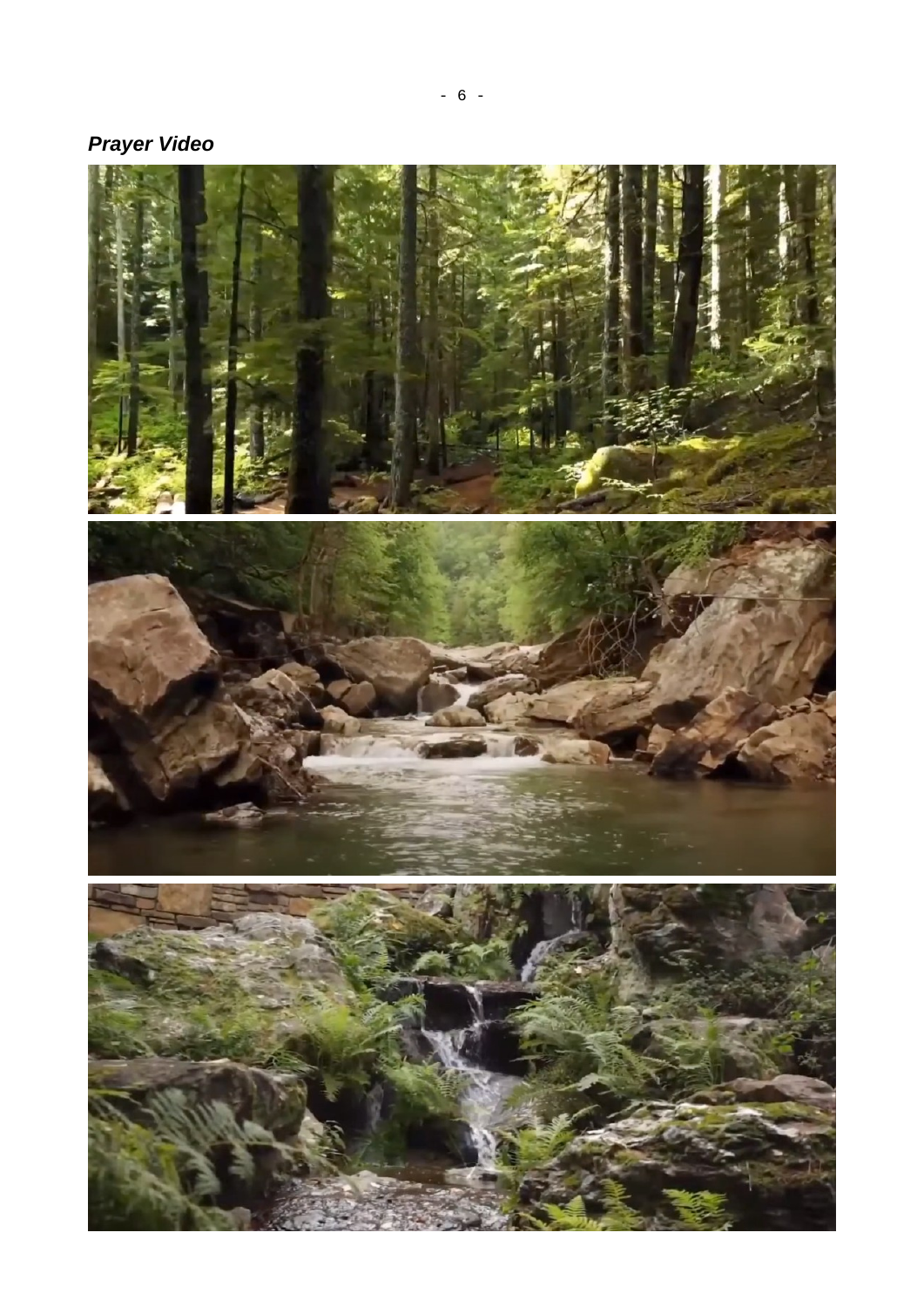***Prayer Video***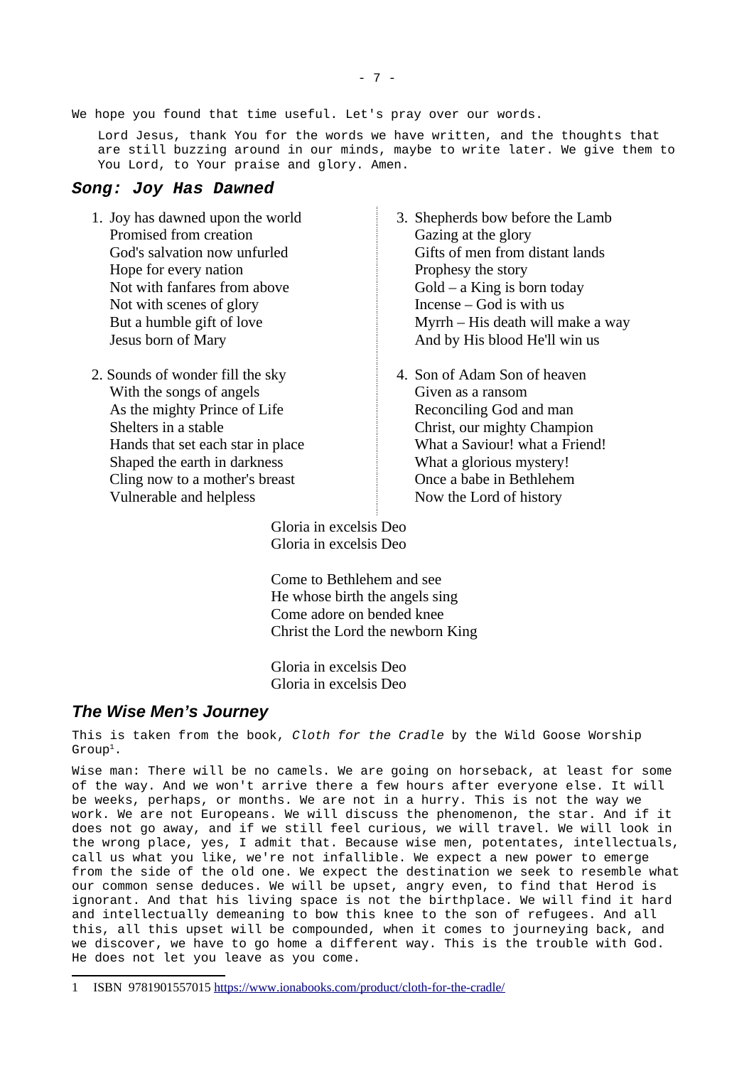We hope you found that time useful. Let's pray over our words.

> Lord Jesus, thank You for the words we have written, and the thoughts that are still buzzing around in our minds, maybe to write later. We give them to You Lord, to Your praise and glory. Amen.

## *Song: Joy Has Dawned*

1. Joy has dawned upon the world
   Promised from creation
   God's salvation now unfurled
   Hope for every nation
   Not with fanfares from above
   Not with scenes of glory
   But a humble gift of love
   Jesus born of Mary

2. Sounds of wonder fill the sky
   With the songs of angels
   As the mighty Prince of Life
   Shelters in a stable
   Hands that set each star in place
   Shaped the earth in darkness
   Cling now to a mother's breast
   Vulnerable and helpless

3. Shepherds bow before the Lamb
   Gazing at the glory
   Gifts of men from distant lands
   Prophesy the story
   Gold – a King is born today
   Incense – God is with us
   Myrrh – His death will make a way
   And by His blood He'll win us

4. Son of Adam Son of heaven
   Given as a ransom
   Reconciling God and man
   Christ, our mighty Champion
   What a Saviour! what a Friend!
   What a glorious mystery!
   Once a babe in Bethlehem
   Now the Lord of history

Gloria in excelsis Deo
Gloria in excelsis Deo

Come to Bethlehem and see
He whose birth the angels sing
Come adore on bended knee
Christ the Lord the newborn King

Gloria in excelsis Deo
Gloria in excelsis Deo

## *The Wise Men's Journey*

This is taken from the book, *Cloth for the Cradle* by the Wild Goose Worship Group[1].

Wise man: There will be no camels. We are going on horseback, at least for some of the way. And we won't arrive there a few hours after everyone else. It will be weeks, perhaps, or months. We are not in a hurry. This is not the way we work. We are not Europeans. We will discuss the phenomenon, the star. And if it does not go away, and if we still feel curious, we will travel. We will look in the wrong place, yes, I admit that. Because wise men, potentates, intellectuals, call us what you like, we're not infallible. We expect a new power to emerge from the side of the old one. We expect the destination we seek to resemble what our common sense deduces. We will be upset, angry even, to find that Herod is ignorant. And that his living space is not the birthplace. We will find it hard and intellectually demeaning to bow this knee to the son of refugees. And all this, all this upset will be compounded, when it comes to journeying back, and we discover, we have to go home a different way. This is the trouble with God. He does not let you leave as you come.

1 ISBN 9781901557015 https://www.ionabooks.com/product/cloth-for-the-cradle/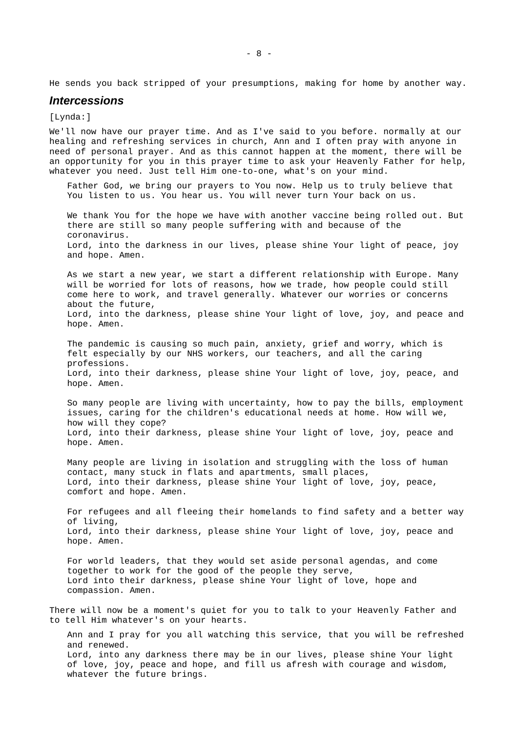He sends you back stripped of your presumptions, making for home by another way.

## Intercessions

[Lynda:]

We'll now have our prayer time. And as I've said to you before. normally at our healing and refreshing services in church, Ann and I often pray with anyone in need of personal prayer. And as this cannot happen at the moment, there will be an opportunity for you in this prayer time to ask your Heavenly Father for help, whatever you need. Just tell Him one-to-one, what's on your mind.

> Father God, we bring our prayers to You now. Help us to truly believe that You listen to us. You hear us. You will never turn Your back on us.
>
> We thank You for the hope we have with another vaccine being rolled out. But there are still so many people suffering with and because of the coronavirus.
> Lord, into the darkness in our lives, please shine Your light of peace, joy and hope. Amen.
>
> As we start a new year, we start a different relationship with Europe. Many will be worried for lots of reasons, how we trade, how people could still come here to work, and travel generally. Whatever our worries or concerns about the future,
> Lord, into the darkness, please shine Your light of love, joy, and peace and hope. Amen.
>
> The pandemic is causing so much pain, anxiety, grief and worry, which is felt especially by our NHS workers, our teachers, and all the caring professions.
> Lord, into their darkness, please shine Your light of love, joy, peace, and hope. Amen.
>
> So many people are living with uncertainty, how to pay the bills, employment issues, caring for the children's educational needs at home. How will we, how will they cope?
> Lord, into their darkness, please shine Your light of love, joy, peace and hope. Amen.
>
> Many people are living in isolation and struggling with the loss of human contact, many stuck in flats and apartments, small places,
> Lord, into their darkness, please shine Your light of love, joy, peace, comfort and hope. Amen.
>
> For refugees and all fleeing their homelands to find safety and a better way of living,
> Lord, into their darkness, please shine Your light of love, joy, peace and hope. Amen.
>
> For world leaders, that they would set aside personal agendas, and come together to work for the good of the people they serve,
> Lord into their darkness, please shine Your light of love, hope and compassion. Amen.

There will now be a moment's quiet for you to talk to your Heavenly Father and to tell Him whatever's on your hearts.

> Ann and I pray for you all watching this service, that you will be refreshed and renewed.
> Lord, into any darkness there may be in our lives, please shine Your light of love, joy, peace and hope, and fill us afresh with courage and wisdom, whatever the future brings.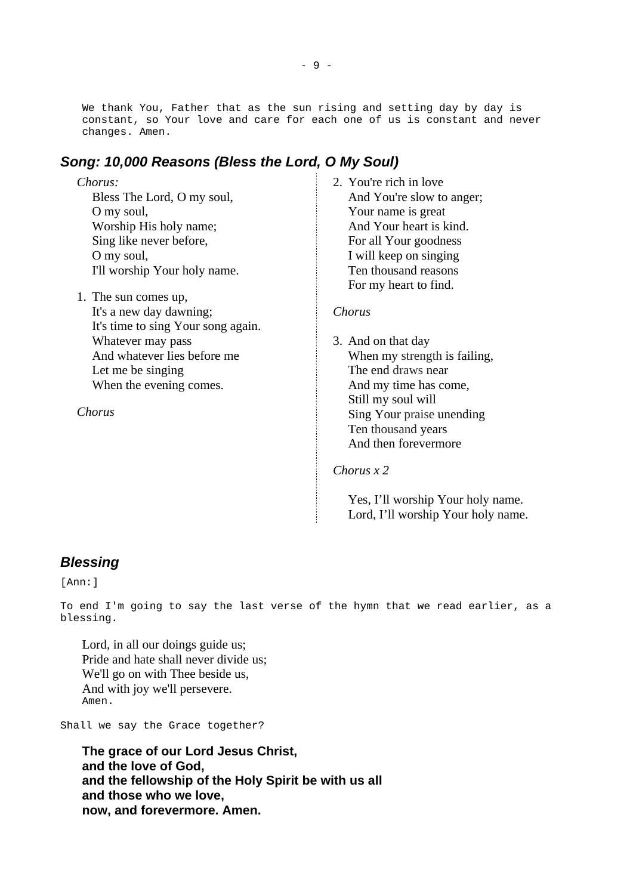We thank You, Father that as the sun rising and setting day by day is constant, so Your love and care for each one of us is constant and never changes. Amen.

## *Song: 10,000 Reasons (Bless the Lord, O My Soul)*

*Chorus:*
Bless The Lord, O my soul,
O my soul,
Worship His holy name;
Sing like never before,
O my soul,
I'll worship Your holy name.

1. The sun comes up,
It's a new day dawning;
It's time to sing Your song again.
Whatever may pass
And whatever lies before me
Let me be singing
When the evening comes.

*Chorus*

2. You're rich in love
And You're slow to anger;
Your name is great
And Your heart is kind.
For all Your goodness
I will keep on singing
Ten thousand reasons
For my heart to find.

*Chorus*

3. And on that day
When my strength is failing,
The end draws near
And my time has come,
Still my soul will
Sing Your praise unending
Ten thousand years
And then forevermore

*Chorus x 2*

Yes, I'll worship Your holy name.
Lord, I'll worship Your holy name.

## *Blessing*

[Ann:]

To end I'm going to say the last verse of the hymn that we read earlier, as a blessing.

Lord, in all our doings guide us;
Pride and hate shall never divide us;
We'll go on with Thee beside us,
And with joy we'll persevere.
Amen.

Shall we say the Grace together?

**The grace of our Lord Jesus Christ,**
**and the love of God,**
**and the fellowship of the Holy Spirit be with us all**
**and those who we love,**
**now, and forevermore. Amen.**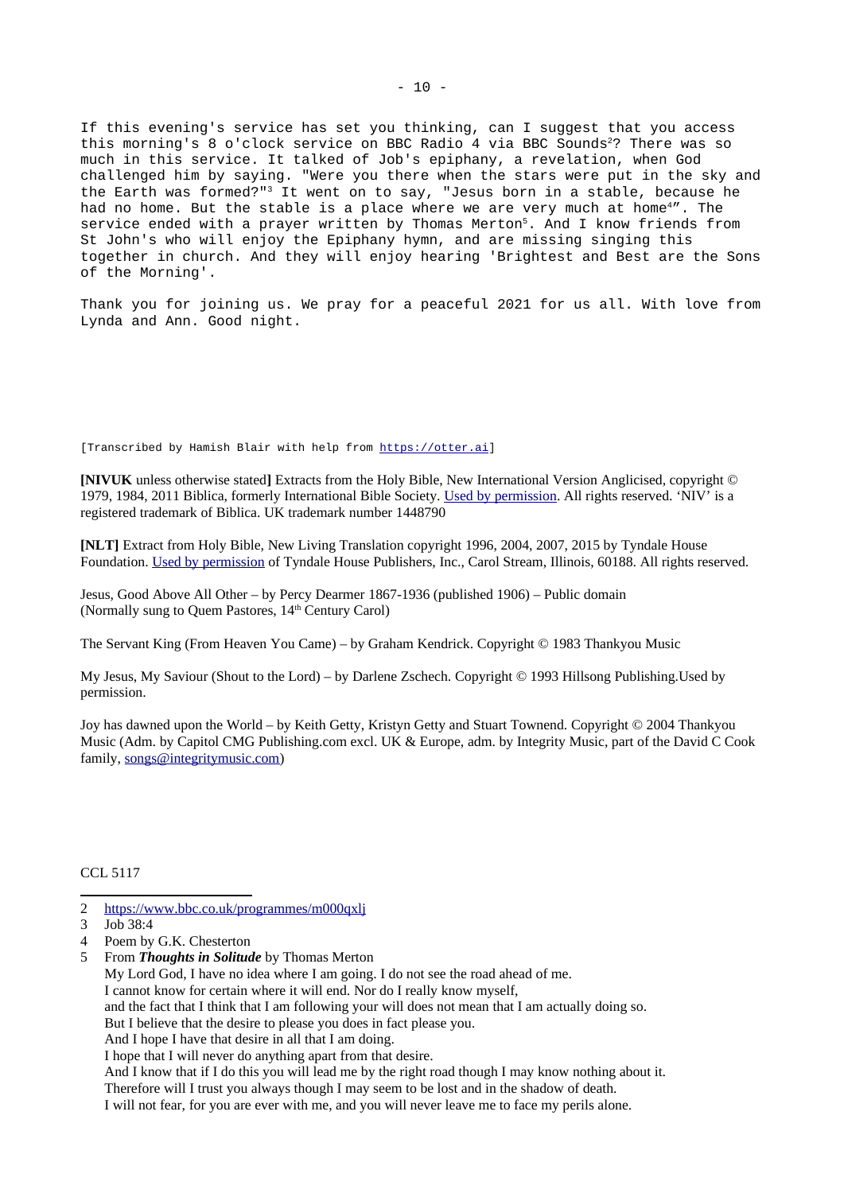If this evening's service has set you thinking, can I suggest that you access this morning's 8 o'clock service on BBC Radio 4 via BBC Sounds[2]? There was so much in this service. It talked of Job's epiphany, a revelation, when God challenged him by saying. "Were you there when the stars were put in the sky and the Earth was formed?"[3] It went on to say, "Jesus born in a stable, because he had no home. But the stable is a place where we are very much at home[4]". The service ended with a prayer written by Thomas Merton[5]. And I know friends from St John's who will enjoy the Epiphany hymn, and are missing singing this together in church. And they will enjoy hearing 'Brightest and Best are the Sons of the Morning'.

Thank you for joining us. We pray for a peaceful 2021 for us all. With love from Lynda and Ann. Good night.

[Transcribed by Hamish Blair with help from https://otter.ai]

**[NIVUK** unless otherwise stated**]** Extracts from the Holy Bible, New International Version Anglicised, copyright © 1979, 1984, 2011 Biblica, formerly International Bible Society. Used by permission. All rights reserved. 'NIV' is a registered trademark of Biblica. UK trademark number 1448790

**[NLT]** Extract from Holy Bible, New Living Translation copyright 1996, 2004, 2007, 2015 by Tyndale House Foundation. Used by permission of Tyndale House Publishers, Inc., Carol Stream, Illinois, 60188. All rights reserved.

Jesus, Good Above All Other – by Percy Dearmer 1867-1936 (published 1906) – Public domain
(Normally sung to Quem Pastores, 14th Century Carol)

The Servant King (From Heaven You Came) – by Graham Kendrick. Copyright © 1983 Thankyou Music

My Jesus, My Saviour (Shout to the Lord) – by Darlene Zschech. Copyright © 1993 Hillsong Publishing.Used by permission.

Joy has dawned upon the World – by Keith Getty, Kristyn Getty and Stuart Townend. Copyright © 2004 Thankyou Music (Adm. by Capitol CMG Publishing.com excl. UK & Europe, adm. by Integrity Music, part of the David C Cook family, songs@integritymusic.com)

CCL 5117

---

2 https://www.bbc.co.uk/programmes/m000qxlj

3 Job 38:4

4 Poem by G.K. Chesterton

5 From ***Thoughts in Solitude*** by Thomas Merton
My Lord God, I have no idea where I am going. I do not see the road ahead of me.
I cannot know for certain where it will end. Nor do I really know myself,
and the fact that I think that I am following your will does not mean that I am actually doing so.
But I believe that the desire to please you does in fact please you.
And I hope I have that desire in all that I am doing.
I hope that I will never do anything apart from that desire.
And I know that if I do this you will lead me by the right road though I may know nothing about it.
Therefore will I trust you always though I may seem to be lost and in the shadow of death.
I will not fear, for you are ever with me, and you will never leave me to face my perils alone.